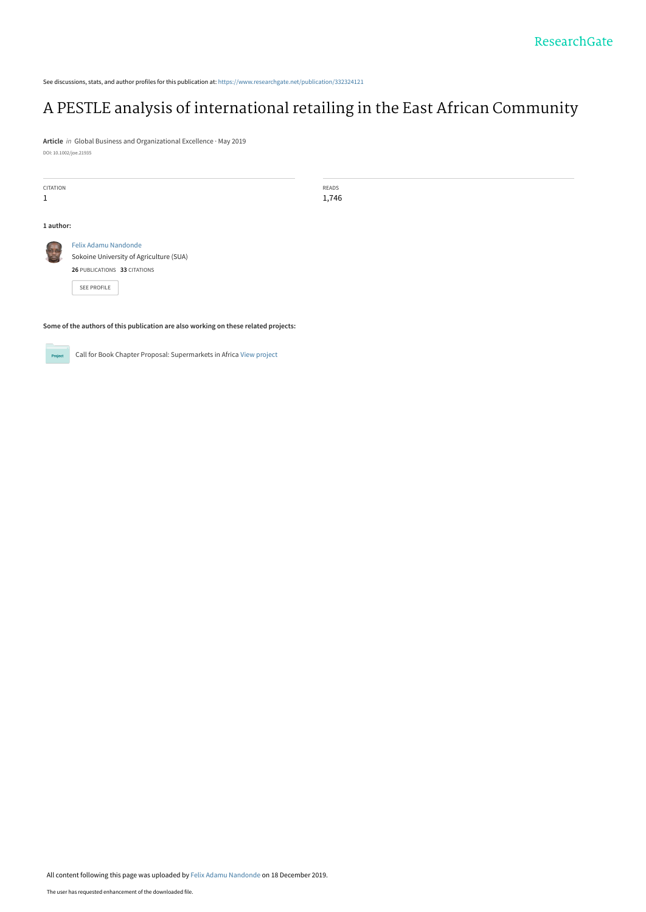See discussions, stats, and author profiles for this publication at: https://www.researchgate.net/publication/332324121

# A PESTLE analysis of international retailing in the East African Community

**Article** *in* Global Business and Organizational Excellence · May 2019

DOI: 10.1002/joe.21935

| CITATION | READS |
|---|---|
| 1 | 1,746 |

**1 author:**

Felix Adamu Nandonde
Sokoine University of Agriculture (SUA)
**26** PUBLICATIONS **33** CITATIONS

SEE PROFILE

**Some of the authors of this publication are also working on these related projects:**

Call for Book Chapter Proposal: Supermarkets in Africa View project

All content following this page was uploaded by Felix Adamu Nandonde on 18 December 2019.

The user has requested enhancement of the downloaded file.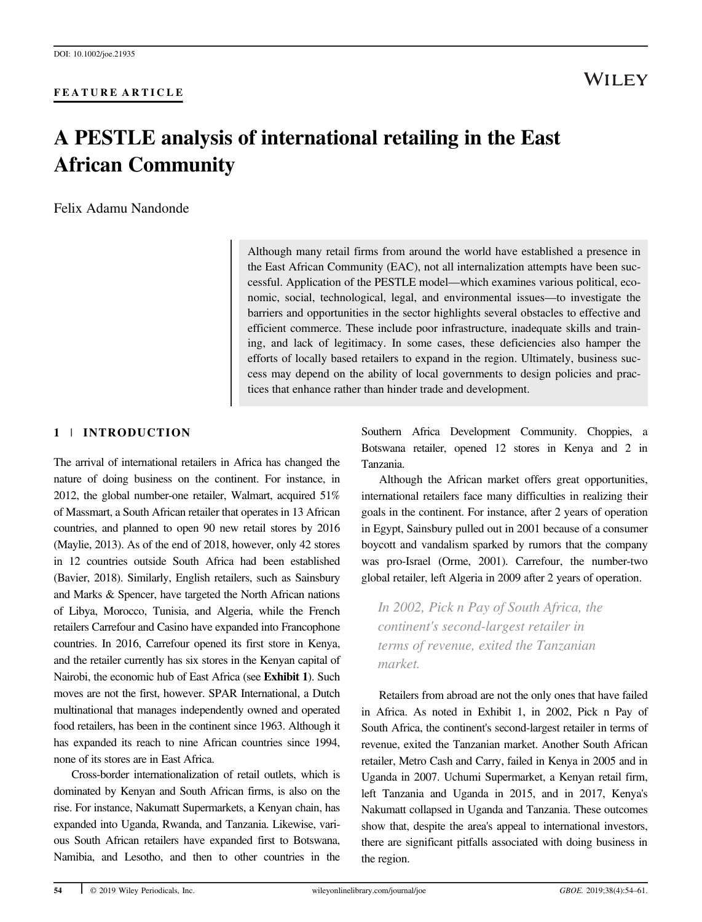DOI: 10.1002/joe.21935

FEATURE ARTICLE

# A PESTLE analysis of international retailing in the East African Community

Felix Adamu Nandonde

> Although many retail firms from around the world have established a presence in the East African Community (EAC), not all internalization attempts have been successful. Application of the PESTLE model—which examines various political, economic, social, technological, legal, and environmental issues—to investigate the barriers and opportunities in the sector highlights several obstacles to effective and efficient commerce. These include poor infrastructure, inadequate skills and training, and lack of legitimacy. In some cases, these deficiencies also hamper the efforts of locally based retailers to expand in the region. Ultimately, business success may depend on the ability of local governments to design policies and practices that enhance rather than hinder trade and development.

## 1 | INTRODUCTION

The arrival of international retailers in Africa has changed the nature of doing business on the continent. For instance, in 2012, the global number-one retailer, Walmart, acquired 51% of Massmart, a South African retailer that operates in 13 African countries, and planned to open 90 new retail stores by 2016 (Maylie, 2013). As of the end of 2018, however, only 42 stores in 12 countries outside South Africa had been established (Bavier, 2018). Similarly, English retailers, such as Sainsbury and Marks & Spencer, have targeted the North African nations of Libya, Morocco, Tunisia, and Algeria, while the French retailers Carrefour and Casino have expanded into Francophone countries. In 2016, Carrefour opened its first store in Kenya, and the retailer currently has six stores in the Kenyan capital of Nairobi, the economic hub of East Africa (see **Exhibit 1**). Such moves are not the first, however. SPAR International, a Dutch multinational that manages independently owned and operated food retailers, has been in the continent since 1963. Although it has expanded its reach to nine African countries since 1994, none of its stores are in East Africa.

Cross-border internationalization of retail outlets, which is dominated by Kenyan and South African firms, is also on the rise. For instance, Nakumatt Supermarkets, a Kenyan chain, has expanded into Uganda, Rwanda, and Tanzania. Likewise, various South African retailers have expanded first to Botswana, Namibia, and Lesotho, and then to other countries in the Southern Africa Development Community. Choppies, a Botswana retailer, opened 12 stores in Kenya and 2 in Tanzania.

Although the African market offers great opportunities, international retailers face many difficulties in realizing their goals in the continent. For instance, after 2 years of operation in Egypt, Sainsbury pulled out in 2001 because of a consumer boycott and vandalism sparked by rumors that the company was pro-Israel (Orme, 2001). Carrefour, the number-two global retailer, left Algeria in 2009 after 2 years of operation.

> *In 2002, Pick n Pay of South Africa, the continent's second-largest retailer in terms of revenue, exited the Tanzanian market.*

Retailers from abroad are not the only ones that have failed in Africa. As noted in Exhibit 1, in 2002, Pick n Pay of South Africa, the continent's second-largest retailer in terms of revenue, exited the Tanzanian market. Another South African retailer, Metro Cash and Carry, failed in Kenya in 2005 and in Uganda in 2007. Uchumi Supermarket, a Kenyan retail firm, left Tanzania and Uganda in 2015, and in 2017, Kenya's Nakumatt collapsed in Uganda and Tanzania. These outcomes show that, despite the area's appeal to international investors, there are significant pitfalls associated with doing business in the region.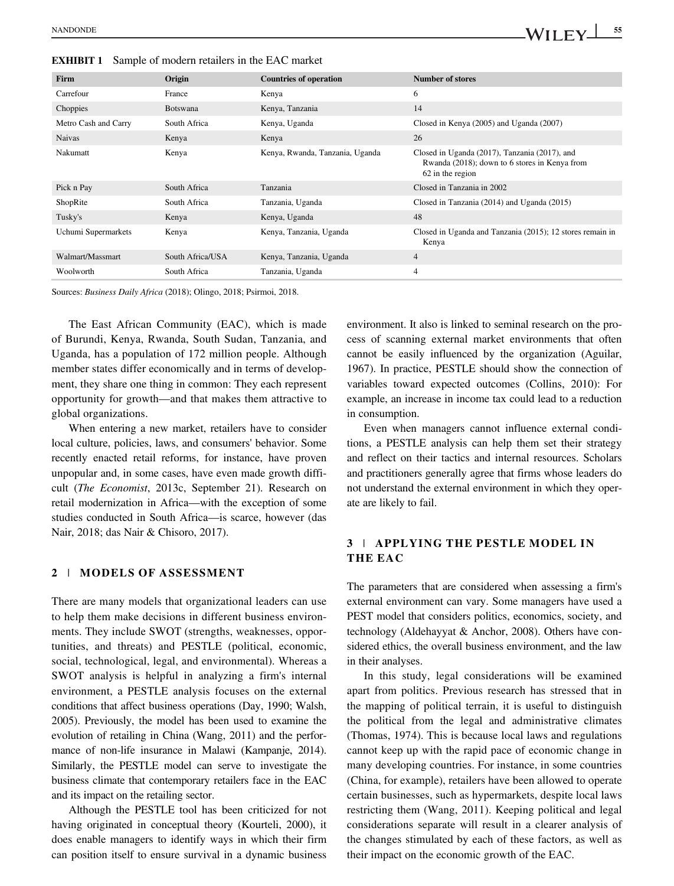**EXHIBIT 1** Sample of modern retailers in the EAC market

| Firm | Origin | Countries of operation | Number of stores |
|---|---|---|---|
| Carrefour | France | Kenya | 6 |
| Choppies | Botswana | Kenya, Tanzania | 14 |
| Metro Cash and Carry | South Africa | Kenya, Uganda | Closed in Kenya (2005) and Uganda (2007) |
| Naivas | Kenya | Kenya | 26 |
| Nakumatt | Kenya | Kenya, Rwanda, Tanzania, Uganda | Closed in Uganda (2017), Tanzania (2017), and Rwanda (2018); down to 6 stores in Kenya from 62 in the region |
| Pick n Pay | South Africa | Tanzania | Closed in Tanzania in 2002 |
| ShopRite | South Africa | Tanzania, Uganda | Closed in Tanzania (2014) and Uganda (2015) |
| Tusky's | Kenya | Kenya, Uganda | 48 |
| Uchumi Supermarkets | Kenya | Kenya, Tanzania, Uganda | Closed in Uganda and Tanzania (2015); 12 stores remain in Kenya |
| Walmart/Massmart | South Africa/USA | Kenya, Tanzania, Uganda | 4 |
| Woolworth | South Africa | Tanzania, Uganda | 4 |

Sources: *Business Daily Africa* (2018); Olingo, 2018; Psirmoi, 2018.

The East African Community (EAC), which is made of Burundi, Kenya, Rwanda, South Sudan, Tanzania, and Uganda, has a population of 172 million people. Although member states differ economically and in terms of development, they share one thing in common: They each represent opportunity for growth—and that makes them attractive to global organizations.

When entering a new market, retailers have to consider local culture, policies, laws, and consumers' behavior. Some recently enacted retail reforms, for instance, have proven unpopular and, in some cases, have even made growth difficult (*The Economist*, 2013c, September 21). Research on retail modernization in Africa—with the exception of some studies conducted in South Africa—is scarce, however (das Nair, 2018; das Nair & Chisoro, 2017).

## 2 | MODELS OF ASSESSMENT

There are many models that organizational leaders can use to help them make decisions in different business environments. They include SWOT (strengths, weaknesses, opportunities, and threats) and PESTLE (political, economic, social, technological, legal, and environmental). Whereas a SWOT analysis is helpful in analyzing a firm's internal environment, a PESTLE analysis focuses on the external conditions that affect business operations (Day, 1990; Walsh, 2005). Previously, the model has been used to examine the evolution of retailing in China (Wang, 2011) and the performance of non-life insurance in Malawi (Kampanje, 2014). Similarly, the PESTLE model can serve to investigate the business climate that contemporary retailers face in the EAC and its impact on the retailing sector.

Although the PESTLE tool has been criticized for not having originated in conceptual theory (Kourteli, 2000), it does enable managers to identify ways in which their firm can position itself to ensure survival in a dynamic business environment. It also is linked to seminal research on the process of scanning external market environments that often cannot be easily influenced by the organization (Aguilar, 1967). In practice, PESTLE should show the connection of variables toward expected outcomes (Collins, 2010): For example, an increase in income tax could lead to a reduction in consumption.

Even when managers cannot influence external conditions, a PESTLE analysis can help them set their strategy and reflect on their tactics and internal resources. Scholars and practitioners generally agree that firms whose leaders do not understand the external environment in which they operate are likely to fail.

## 3 | APPLYING THE PESTLE MODEL IN THE EAC

The parameters that are considered when assessing a firm's external environment can vary. Some managers have used a PEST model that considers politics, economics, society, and technology (Aldehayyat & Anchor, 2008). Others have considered ethics, the overall business environment, and the law in their analyses.

In this study, legal considerations will be examined apart from politics. Previous research has stressed that in the mapping of political terrain, it is useful to distinguish the political from the legal and administrative climates (Thomas, 1974). This is because local laws and regulations cannot keep up with the rapid pace of economic change in many developing countries. For instance, in some countries (China, for example), retailers have been allowed to operate certain businesses, such as hypermarkets, despite local laws restricting them (Wang, 2011). Keeping political and legal considerations separate will result in a clearer analysis of the changes stimulated by each of these factors, as well as their impact on the economic growth of the EAC.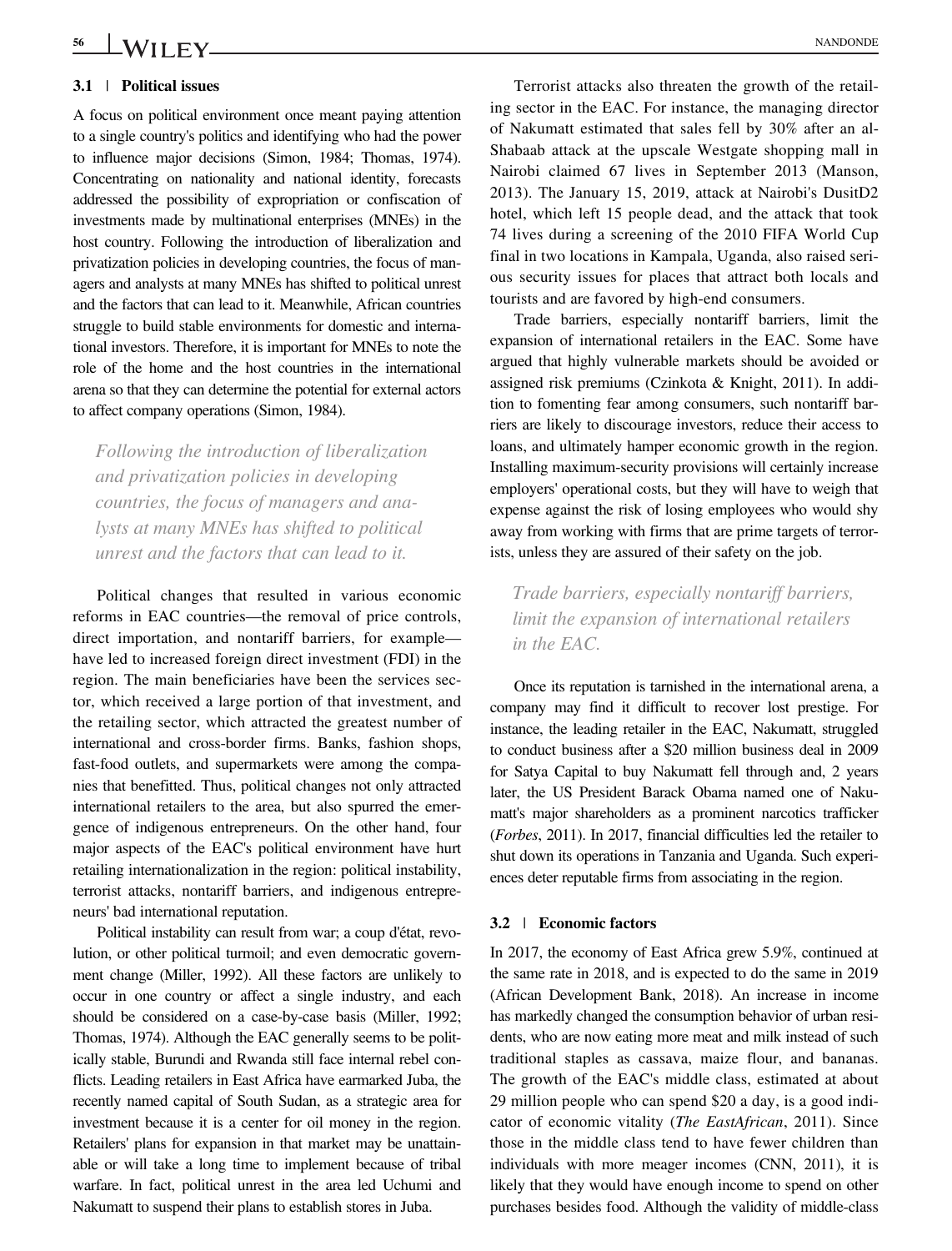### 3.1 | Political issues

A focus on political environment once meant paying attention to a single country's politics and identifying who had the power to influence major decisions (Simon, 1984; Thomas, 1974). Concentrating on nationality and national identity, forecasts addressed the possibility of expropriation or confiscation of investments made by multinational enterprises (MNEs) in the host country. Following the introduction of liberalization and privatization policies in developing countries, the focus of managers and analysts at many MNEs has shifted to political unrest and the factors that can lead to it. Meanwhile, African countries struggle to build stable environments for domestic and international investors. Therefore, it is important for MNEs to note the role of the home and the host countries in the international arena so that they can determine the potential for external actors to affect company operations (Simon, 1984).

> *Following the introduction of liberalization and privatization policies in developing countries, the focus of managers and analysts at many MNEs has shifted to political unrest and the factors that can lead to it.*

Political changes that resulted in various economic reforms in EAC countries—the removal of price controls, direct importation, and nontariff barriers, for example—have led to increased foreign direct investment (FDI) in the region. The main beneficiaries have been the services sector, which received a large portion of that investment, and the retailing sector, which attracted the greatest number of international and cross-border firms. Banks, fashion shops, fast-food outlets, and supermarkets were among the companies that benefitted. Thus, political changes not only attracted international retailers to the area, but also spurred the emergence of indigenous entrepreneurs. On the other hand, four major aspects of the EAC's political environment have hurt retailing internationalization in the region: political instability, terrorist attacks, nontariff barriers, and indigenous entrepreneurs' bad international reputation.

Political instability can result from war; a coup d'état, revolution, or other political turmoil; and even democratic government change (Miller, 1992). All these factors are unlikely to occur in one country or affect a single industry, and each should be considered on a case-by-case basis (Miller, 1992; Thomas, 1974). Although the EAC generally seems to be politically stable, Burundi and Rwanda still face internal rebel conflicts. Leading retailers in East Africa have earmarked Juba, the recently named capital of South Sudan, as a strategic area for investment because it is a center for oil money in the region. Retailers' plans for expansion in that market may be unattainable or will take a long time to implement because of tribal warfare. In fact, political unrest in the area led Uchumi and Nakumatt to suspend their plans to establish stores in Juba.

Terrorist attacks also threaten the growth of the retailing sector in the EAC. For instance, the managing director of Nakumatt estimated that sales fell by 30% after an al-Shabaab attack at the upscale Westgate shopping mall in Nairobi claimed 67 lives in September 2013 (Manson, 2013). The January 15, 2019, attack at Nairobi's DusitD2 hotel, which left 15 people dead, and the attack that took 74 lives during a screening of the 2010 FIFA World Cup final in two locations in Kampala, Uganda, also raised serious security issues for places that attract both locals and tourists and are favored by high-end consumers.

Trade barriers, especially nontariff barriers, limit the expansion of international retailers in the EAC. Some have argued that highly vulnerable markets should be avoided or assigned risk premiums (Czinkota & Knight, 2011). In addition to fomenting fear among consumers, such nontariff barriers are likely to discourage investors, reduce their access to loans, and ultimately hamper economic growth in the region. Installing maximum-security provisions will certainly increase employers' operational costs, but they will have to weigh that expense against the risk of losing employees who would shy away from working with firms that are prime targets of terrorists, unless they are assured of their safety on the job.

> *Trade barriers, especially nontariff barriers, limit the expansion of international retailers in the EAC.*

Once its reputation is tarnished in the international arena, a company may find it difficult to recover lost prestige. For instance, the leading retailer in the EAC, Nakumatt, struggled to conduct business after a $20 million business deal in 2009 for Satya Capital to buy Nakumatt fell through and, 2 years later, the US President Barack Obama named one of Nakumatt's major shareholders as a prominent narcotics trafficker (*Forbes*, 2011). In 2017, financial difficulties led the retailer to shut down its operations in Tanzania and Uganda. Such experiences deter reputable firms from associating in the region.

### 3.2 | Economic factors

In 2017, the economy of East Africa grew 5.9%, continued at the same rate in 2018, and is expected to do the same in 2019 (African Development Bank, 2018). An increase in income has markedly changed the consumption behavior of urban residents, who are now eating more meat and milk instead of such traditional staples as cassava, maize flour, and bananas. The growth of the EAC's middle class, estimated at about 29 million people who can spend $20 a day, is a good indicator of economic vitality (*The EastAfrican*, 2011). Since those in the middle class tend to have fewer children than individuals with more meager incomes (CNN, 2011), it is likely that they would have enough income to spend on other purchases besides food. Although the validity of middle-class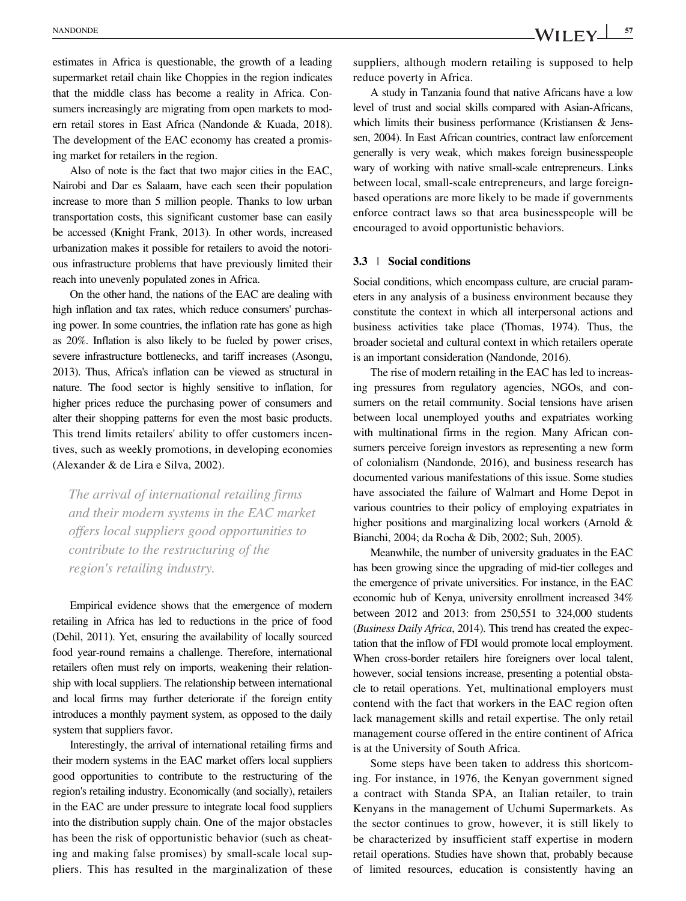estimates in Africa is questionable, the growth of a leading supermarket retail chain like Choppies in the region indicates that the middle class has become a reality in Africa. Consumers increasingly are migrating from open markets to modern retail stores in East Africa (Nandonde & Kuada, 2018). The development of the EAC economy has created a promising market for retailers in the region.

Also of note is the fact that two major cities in the EAC, Nairobi and Dar es Salaam, have each seen their population increase to more than 5 million people. Thanks to low urban transportation costs, this significant customer base can easily be accessed (Knight Frank, 2013). In other words, increased urbanization makes it possible for retailers to avoid the notorious infrastructure problems that have previously limited their reach into unevenly populated zones in Africa.

On the other hand, the nations of the EAC are dealing with high inflation and tax rates, which reduce consumers' purchasing power. In some countries, the inflation rate has gone as high as 20%. Inflation is also likely to be fueled by power crises, severe infrastructure bottlenecks, and tariff increases (Asongu, 2013). Thus, Africa's inflation can be viewed as structural in nature. The food sector is highly sensitive to inflation, for higher prices reduce the purchasing power of consumers and alter their shopping patterns for even the most basic products. This trend limits retailers' ability to offer customers incentives, such as weekly promotions, in developing economies (Alexander & de Lira e Silva, 2002).

> *The arrival of international retailing firms and their modern systems in the EAC market offers local suppliers good opportunities to contribute to the restructuring of the region's retailing industry.*

Empirical evidence shows that the emergence of modern retailing in Africa has led to reductions in the price of food (Dehil, 2011). Yet, ensuring the availability of locally sourced food year-round remains a challenge. Therefore, international retailers often must rely on imports, weakening their relationship with local suppliers. The relationship between international and local firms may further deteriorate if the foreign entity introduces a monthly payment system, as opposed to the daily system that suppliers favor.

Interestingly, the arrival of international retailing firms and their modern systems in the EAC market offers local suppliers good opportunities to contribute to the restructuring of the region's retailing industry. Economically (and socially), retailers in the EAC are under pressure to integrate local food suppliers into the distribution supply chain. One of the major obstacles has been the risk of opportunistic behavior (such as cheating and making false promises) by small-scale local suppliers. This has resulted in the marginalization of these suppliers, although modern retailing is supposed to help reduce poverty in Africa.

A study in Tanzania found that native Africans have a low level of trust and social skills compared with Asian-Africans, which limits their business performance (Kristiansen & Jenssen, 2004). In East African countries, contract law enforcement generally is very weak, which makes foreign businesspeople wary of working with native small-scale entrepreneurs. Links between local, small-scale entrepreneurs, and large foreign-based operations are more likely to be made if governments enforce contract laws so that area businesspeople will be encouraged to avoid opportunistic behaviors.

### 3.3 | Social conditions

Social conditions, which encompass culture, are crucial parameters in any analysis of a business environment because they constitute the context in which all interpersonal actions and business activities take place (Thomas, 1974). Thus, the broader societal and cultural context in which retailers operate is an important consideration (Nandonde, 2016).

The rise of modern retailing in the EAC has led to increasing pressures from regulatory agencies, NGOs, and consumers on the retail community. Social tensions have arisen between local unemployed youths and expatriates working with multinational firms in the region. Many African consumers perceive foreign investors as representing a new form of colonialism (Nandonde, 2016), and business research has documented various manifestations of this issue. Some studies have associated the failure of Walmart and Home Depot in various countries to their policy of employing expatriates in higher positions and marginalizing local workers (Arnold & Bianchi, 2004; da Rocha & Dib, 2002; Suh, 2005).

Meanwhile, the number of university graduates in the EAC has been growing since the upgrading of mid-tier colleges and the emergence of private universities. For instance, in the EAC economic hub of Kenya, university enrollment increased 34% between 2012 and 2013: from 250,551 to 324,000 students (*Business Daily Africa*, 2014). This trend has created the expectation that the inflow of FDI would promote local employment. When cross-border retailers hire foreigners over local talent, however, social tensions increase, presenting a potential obstacle to retail operations. Yet, multinational employers must contend with the fact that workers in the EAC region often lack management skills and retail expertise. The only retail management course offered in the entire continent of Africa is at the University of South Africa.

Some steps have been taken to address this shortcoming. For instance, in 1976, the Kenyan government signed a contract with Standa SPA, an Italian retailer, to train Kenyans in the management of Uchumi Supermarkets. As the sector continues to grow, however, it is still likely to be characterized by insufficient staff expertise in modern retail operations. Studies have shown that, probably because of limited resources, education is consistently having an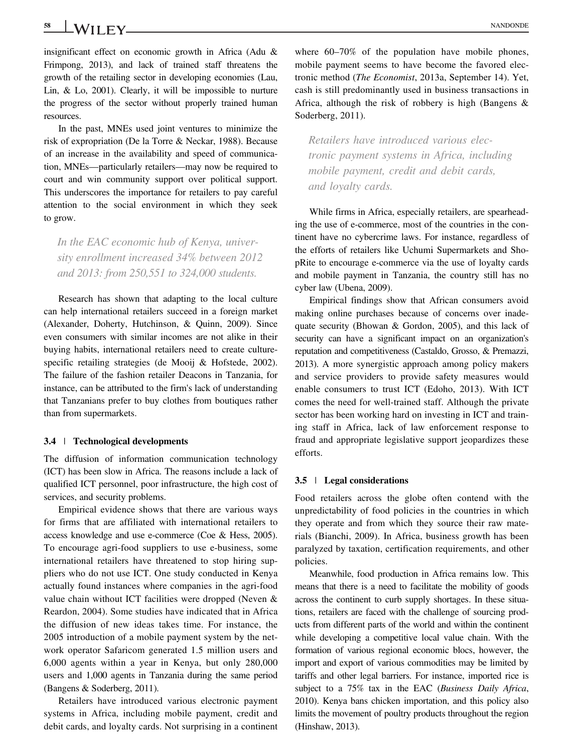insignificant effect on economic growth in Africa (Adu & Frimpong, 2013), and lack of trained staff threatens the growth of the retailing sector in developing economies (Lau, Lin, & Lo, 2001). Clearly, it will be impossible to nurture the progress of the sector without properly trained human resources.

In the past, MNEs used joint ventures to minimize the risk of expropriation (De la Torre & Neckar, 1988). Because of an increase in the availability and speed of communication, MNEs—particularly retailers—may now be required to court and win community support over political support. This underscores the importance for retailers to pay careful attention to the social environment in which they seek to grow.

> *In the EAC economic hub of Kenya, university enrollment increased 34% between 2012 and 2013: from 250,551 to 324,000 students.*

Research has shown that adapting to the local culture can help international retailers succeed in a foreign market (Alexander, Doherty, Hutchinson, & Quinn, 2009). Since even consumers with similar incomes are not alike in their buying habits, international retailers need to create culture-specific retailing strategies (de Mooij & Hofstede, 2002). The failure of the fashion retailer Deacons in Tanzania, for instance, can be attributed to the firm's lack of understanding that Tanzanians prefer to buy clothes from boutiques rather than from supermarkets.

### 3.4 | Technological developments

The diffusion of information communication technology (ICT) has been slow in Africa. The reasons include a lack of qualified ICT personnel, poor infrastructure, the high cost of services, and security problems.

Empirical evidence shows that there are various ways for firms that are affiliated with international retailers to access knowledge and use e-commerce (Coe & Hess, 2005). To encourage agri-food suppliers to use e-business, some international retailers have threatened to stop hiring suppliers who do not use ICT. One study conducted in Kenya actually found instances where companies in the agri-food value chain without ICT facilities were dropped (Neven & Reardon, 2004). Some studies have indicated that in Africa the diffusion of new ideas takes time. For instance, the 2005 introduction of a mobile payment system by the network operator Safaricom generated 1.5 million users and 6,000 agents within a year in Kenya, but only 280,000 users and 1,000 agents in Tanzania during the same period (Bangens & Soderberg, 2011).

Retailers have introduced various electronic payment systems in Africa, including mobile payment, credit and debit cards, and loyalty cards. Not surprising in a continent where 60–70% of the population have mobile phones, mobile payment seems to have become the favored electronic method (*The Economist*, 2013a, September 14). Yet, cash is still predominantly used in business transactions in Africa, although the risk of robbery is high (Bangens & Soderberg, 2011).

> *Retailers have introduced various electronic payment systems in Africa, including mobile payment, credit and debit cards, and loyalty cards.*

While firms in Africa, especially retailers, are spearheading the use of e-commerce, most of the countries in the continent have no cybercrime laws. For instance, regardless of the efforts of retailers like Uchumi Supermarkets and ShopRite to encourage e-commerce via the use of loyalty cards and mobile payment in Tanzania, the country still has no cyber law (Ubena, 2009).

Empirical findings show that African consumers avoid making online purchases because of concerns over inadequate security (Bhowan & Gordon, 2005), and this lack of security can have a significant impact on an organization's reputation and competitiveness (Castaldo, Grosso, & Premazzi, 2013). A more synergistic approach among policy makers and service providers to provide safety measures would enable consumers to trust ICT (Edoho, 2013). With ICT comes the need for well-trained staff. Although the private sector has been working hard on investing in ICT and training staff in Africa, lack of law enforcement response to fraud and appropriate legislative support jeopardizes these efforts.

### 3.5 | Legal considerations

Food retailers across the globe often contend with the unpredictability of food policies in the countries in which they operate and from which they source their raw materials (Bianchi, 2009). In Africa, business growth has been paralyzed by taxation, certification requirements, and other policies.

Meanwhile, food production in Africa remains low. This means that there is a need to facilitate the mobility of goods across the continent to curb supply shortages. In these situations, retailers are faced with the challenge of sourcing products from different parts of the world and within the continent while developing a competitive local value chain. With the formation of various regional economic blocs, however, the import and export of various commodities may be limited by tariffs and other legal barriers. For instance, imported rice is subject to a 75% tax in the EAC (*Business Daily Africa*, 2010). Kenya bans chicken importation, and this policy also limits the movement of poultry products throughout the region (Hinshaw, 2013).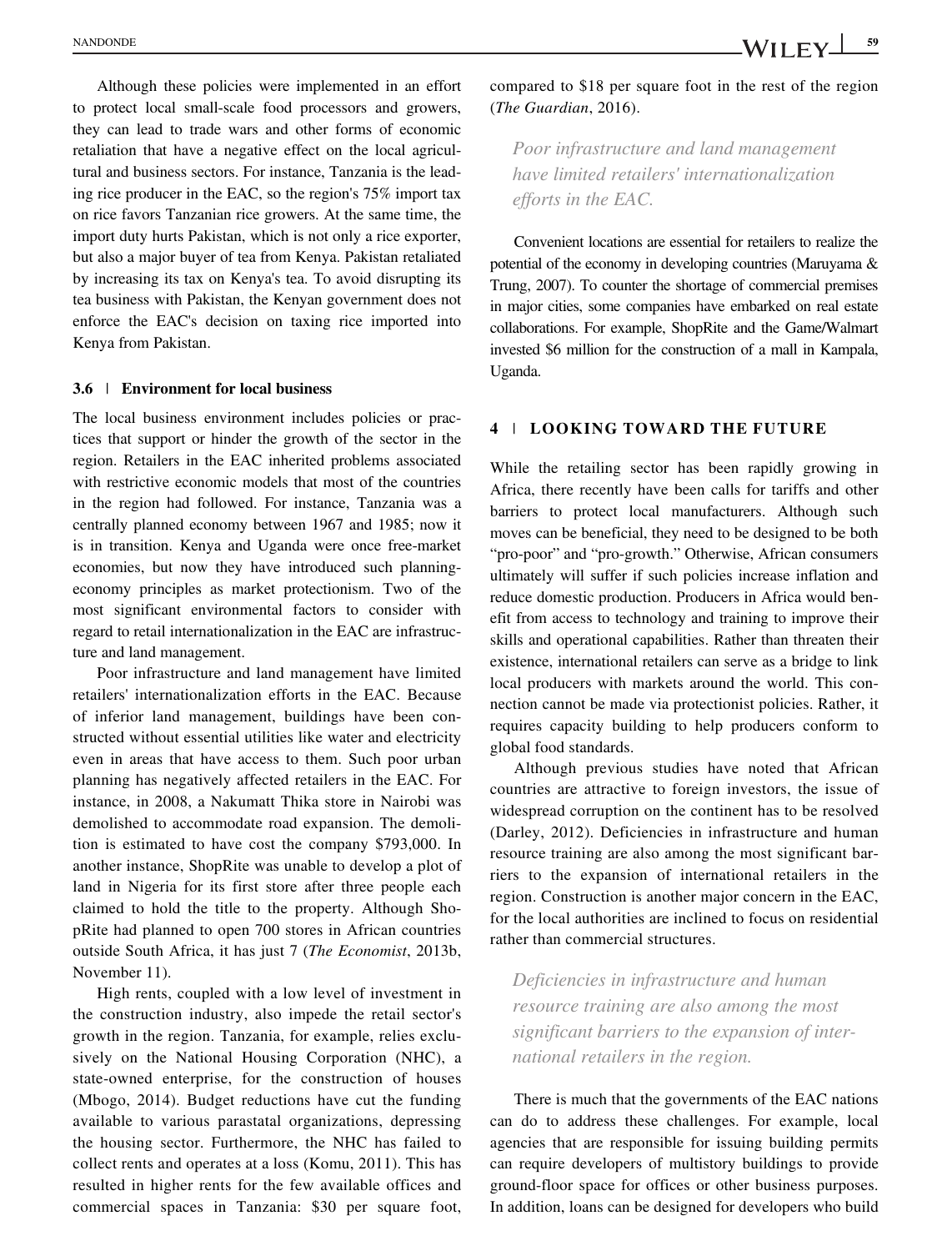Although these policies were implemented in an effort to protect local small-scale food processors and growers, they can lead to trade wars and other forms of economic retaliation that have a negative effect on the local agricultural and business sectors. For instance, Tanzania is the leading rice producer in the EAC, so the region's 75% import tax on rice favors Tanzanian rice growers. At the same time, the import duty hurts Pakistan, which is not only a rice exporter, but also a major buyer of tea from Kenya. Pakistan retaliated by increasing its tax on Kenya's tea. To avoid disrupting its tea business with Pakistan, the Kenyan government does not enforce the EAC's decision on taxing rice imported into Kenya from Pakistan.

### 3.6 | Environment for local business

The local business environment includes policies or practices that support or hinder the growth of the sector in the region. Retailers in the EAC inherited problems associated with restrictive economic models that most of the countries in the region had followed. For instance, Tanzania was a centrally planned economy between 1967 and 1985; now it is in transition. Kenya and Uganda were once free-market economies, but now they have introduced such planning-economy principles as market protectionism. Two of the most significant environmental factors to consider with regard to retail internationalization in the EAC are infrastructure and land management.

Poor infrastructure and land management have limited retailers' internationalization efforts in the EAC. Because of inferior land management, buildings have been constructed without essential utilities like water and electricity even in areas that have access to them. Such poor urban planning has negatively affected retailers in the EAC. For instance, in 2008, a Nakumatt Thika store in Nairobi was demolished to accommodate road expansion. The demolition is estimated to have cost the company $793,000. In another instance, ShopRite was unable to develop a plot of land in Nigeria for its first store after three people each claimed to hold the title to the property. Although ShopRite had planned to open 700 stores in African countries outside South Africa, it has just 7 (*The Economist*, 2013b, November 11).

High rents, coupled with a low level of investment in the construction industry, also impede the retail sector's growth in the region. Tanzania, for example, relies exclusively on the National Housing Corporation (NHC), a state-owned enterprise, for the construction of houses (Mbogo, 2014). Budget reductions have cut the funding available to various parastatal organizations, depressing the housing sector. Furthermore, the NHC has failed to collect rents and operates at a loss (Komu, 2011). This has resulted in higher rents for the few available offices and commercial spaces in Tanzania: $30 per square foot, compared to $18 per square foot in the rest of the region (*The Guardian*, 2016).

*Poor infrastructure and land management have limited retailers' internationalization efforts in the EAC.*

Convenient locations are essential for retailers to realize the potential of the economy in developing countries (Maruyama & Trung, 2007). To counter the shortage of commercial premises in major cities, some companies have embarked on real estate collaborations. For example, ShopRite and the Game/Walmart invested $6 million for the construction of a mall in Kampala, Uganda.

## 4 | LOOKING TOWARD THE FUTURE

While the retailing sector has been rapidly growing in Africa, there recently have been calls for tariffs and other barriers to protect local manufacturers. Although such moves can be beneficial, they need to be designed to be both "pro-poor" and "pro-growth." Otherwise, African consumers ultimately will suffer if such policies increase inflation and reduce domestic production. Producers in Africa would benefit from access to technology and training to improve their skills and operational capabilities. Rather than threaten their existence, international retailers can serve as a bridge to link local producers with markets around the world. This connection cannot be made via protectionist policies. Rather, it requires capacity building to help producers conform to global food standards.

Although previous studies have noted that African countries are attractive to foreign investors, the issue of widespread corruption on the continent has to be resolved (Darley, 2012). Deficiencies in infrastructure and human resource training are also among the most significant barriers to the expansion of international retailers in the region. Construction is another major concern in the EAC, for the local authorities are inclined to focus on residential rather than commercial structures.

*Deficiencies in infrastructure and human resource training are also among the most significant barriers to the expansion of international retailers in the region.*

There is much that the governments of the EAC nations can do to address these challenges. For example, local agencies that are responsible for issuing building permits can require developers of multistory buildings to provide ground-floor space for offices or other business purposes. In addition, loans can be designed for developers who build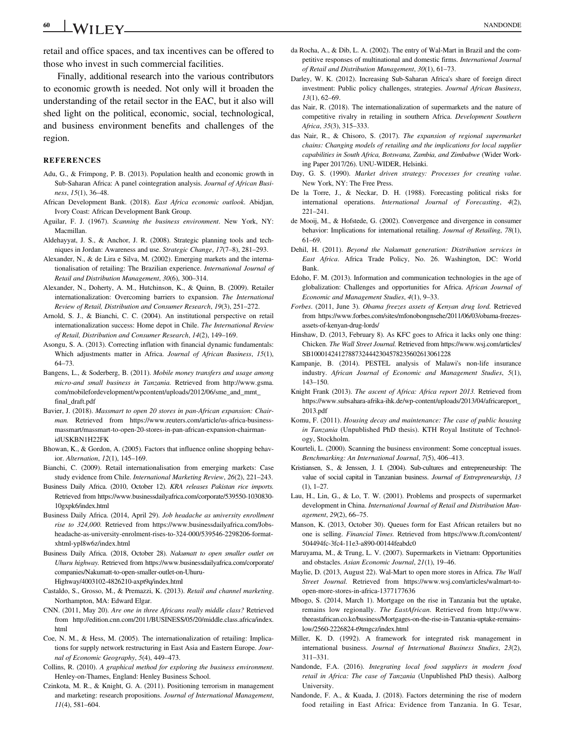retail and office spaces, and tax incentives can be offered to those who invest in such commercial facilities.

Finally, additional research into the various contributors to economic growth is needed. Not only will it broaden the understanding of the retail sector in the EAC, but it also will shed light on the political, economic, social, technological, and business environment benefits and challenges of the region.

## REFERENCES

Adu, G., & Frimpong, P. B. (2013). Population health and economic growth in Sub-Saharan Africa: A panel cointegration analysis. *Journal of African Business*, *15*(1), 36–48.

African Development Bank. (2018). *East Africa economic outlook*. Abidjan, Ivory Coast: African Development Bank Group.

Aguilar, F. J. (1967). *Scanning the business environment*. New York, NY: Macmillan.

Aldehayyat, J. S., & Anchor, J. R. (2008). Strategic planning tools and techniques in Jordan: Awareness and use. *Strategic Change*, *17*(7–8), 281–293.

Alexander, N., & de Lira e Silva, M. (2002). Emerging markets and the internationalisation of retailing: The Brazilian experience. *International Journal of Retail and Distribution Management*, *30*(6), 300–314.

Alexander, N., Doherty, A. M., Hutchinson, K., & Quinn, B. (2009). Retailer internationalization: Overcoming barriers to expansion. *The International Review of Retail, Distribution and Consumer Research*, *19*(3), 251–272.

Arnold, S. J., & Bianchi, C. C. (2004). An institutional perspective on retail internationalization success: Home depot in Chile. *The International Review of Retail, Distribution and Consumer Research*, *14*(2), 149–169.

Asongu, S. A. (2013). Correcting inflation with financial dynamic fundamentals: Which adjustments matter in Africa. *Journal of African Business*, *15*(1), 64–73.

Bangens, L., & Soderberg, B. (2011). *Mobile money transfers and usage among micro-and small business in Tanzania*. Retrieved from http://www.gsma.com/mobilefordevelopment/wpcontent/uploads/2012/06/sme_and_mmt_final_draft.pdf

Bavier, J. (2018). *Massmart to open 20 stores in pan-African expansion: Chairman*. Retrieved from https://www.reuters.com/article/us-africa-business-massmart/massmart-to-open-20-stores-in-pan-african-expansion-chairman-idUSKBN1H22FK

Bhowan, K., & Gordon, A. (2005). Factors that influence online shopping behavior. *Alternation*, *12*(1), 145–169.

Bianchi, C. (2009). Retail internationalisation from emerging markets: Case study evidence from Chile. *International Marketing Review*, *26*(2), 221–243.

Business Daily Africa. (2010, October 12). *KRA releases Pakistan rice imports*. Retrieved from https://www.businessdailyafrica.com/corporate/539550-1030830-10gxpk6/index.html

Business Daily Africa. (2014, April 29). *Job headache as university enrollment rise to 324,000*. Retrieved from https://www.businessdailyafrica.com/Jobs-headache-as-university-enrolment-rises-to-324-000/539546-2298206-format-xhtml-ypl8w6z/index.html

Business Daily Africa. (2018, October 28). *Nakumatt to open smaller outlet on Uhuru highway*. Retrieved from https://www.businessdailyafrica.com/corporate/companies/Nakumatt-to-open-smaller-outlet-on-Uhuru-Highway/4003102-4826210-axpt9q/index.html

Castaldo, S., Grosso, M., & Premazzi, K. (2013). *Retail and channel marketing*. Northampton, MA: Edward Elgar.

CNN. (2011, May 20). *Are one in three Africans really middle class?* Retrieved from http://edition.cnn.com/2011/BUSINESS/05/20/middle.class.africa/index.html

Coe, N. M., & Hess, M. (2005). The internationalization of retailing: Implications for supply network restructuring in East Asia and Eastern Europe. *Journal of Economic Geography*, *5*(4), 449–473.

Collins, R. (2010). *A graphical method for exploring the business environment*. Henley-on-Thames, England: Henley Business School.

Czinkota, M. R., & Knight, G. A. (2011). Positioning terrorism in management and marketing: research propositions. *Journal of International Management*, *11*(4), 581–604.

da Rocha, A., & Dib, L. A. (2002). The entry of Wal-Mart in Brazil and the competitive responses of multinational and domestic firms. *International Journal of Retail and Distribution Management*, *30*(1), 61–73.

Darley, W. K. (2012). Increasing Sub-Saharan Africa's share of foreign direct investment: Public policy challenges, strategies. *Journal African Business*, *13*(1), 62–69.

das Nair, R. (2018). The internationalization of supermarkets and the nature of competitive rivalry in retailing in southern Africa. *Development Southern Africa*, *35*(3), 315–333.

das Nair, R., & Chisoro, S. (2017). *The expansion of regional supermarket chains: Changing models of retailing and the implications for local supplier capabilities in South Africa, Botswana, Zambia, and Zimbabwe* (Wider Working Paper 2017/26). UNU-WIDER, Helsinki.

Day, G. S. (1990). *Market driven strategy: Processes for creating value*. New York, NY: The Free Press.

De la Torre, J., & Neckar, D. H. (1988). Forecasting political risks for international operations. *International Journal of Forecasting*, *4*(2), 221–241.

de Mooij, M., & Hofstede, G. (2002). Convergence and divergence in consumer behavior: Implications for international retailing. *Journal of Retailing*, *78*(1), 61–69.

Dehil, H. (2011). *Beyond the Nakumatt generation: Distribution services in East Africa*. Africa Trade Policy, No. 26. Washington, DC: World Bank.

Edoho, F. M. (2013). Information and communication technologies in the age of globalization: Challenges and opportunities for Africa. *African Journal of Economic and Management Studies*, *4*(1), 9–33.

*Forbes*. (2011, June 3). *Obama freezes assets of Kenyan drug lord*. Retrieved from https://www.forbes.com/sites/mfonobongnsehe/2011/06/03/obama-freezes-assets-of-kenyan-drug-lords/

Hinshaw, D. (2013, February 8). As KFC goes to Africa it lacks only one thing: Chicken. *The Wall Street Journal*. Retrieved from https://www.wsj.com/articles/SB10001424127887324442304578235602613061228

Kampanje, B. (2014). PESTEL analysis of Malawi's non-life insurance industry. *African Journal of Economic and Management Studies*, *5*(1), 143–150.

Knight Frank (2013). *The ascent of Africa: Africa report 2013*. Retrieved from https://www.subsahara-afrika-ihk.de/wp-content/uploads/2013/04/africareport_2013.pdf

Komu, F. (2011). *Housing decay and maintenance: The case of public housing in Tanzania* (Unpublished PhD thesis). KTH Royal Institute of Technology, Stockholm.

Kourteli, L. (2000). Scanning the business environment: Some conceptual issues. *Benchmarking: An International Journal*, *7*(5), 406–413.

Kristiansen, S., & Jenssen, J. I. (2004). Sub-cultures and entrepreneurship: The value of social capital in Tanzanian business. *Journal of Entrepreneurship*, *13* (1), 1–27.

Lau, H., Lin, G., & Lo, T. W. (2001). Problems and prospects of supermarket development in China. *International Journal of Retail and Distribution Management*, *29*(2), 66–75.

Manson, K. (2013, October 30). Queues form for East African retailers but no one is selling. *Financial Times*. Retrieved from https://www.ft.com/content/504494fc-3fc4-11e3-a890-00144feabdc0

Maruyama, M., & Trung, L. V. (2007). Supermarkets in Vietnam: Opportunities and obstacles. *Asian Economic Journal*, *21*(1), 19–46.

Maylie, D. (2013, August 22). Wal-Mart to open more stores in Africa. *The Wall Street Journal*. Retrieved from https://www.wsj.com/articles/walmart-to-open-more-stores-in-africa-1377177636

Mbogo, S. (2014, March 1). Mortgage on the rise in Tanzania but the uptake, remains low regionally. *The EastAfrican*. Retrieved from http://www.theeastafrican.co.ke/business/Mortgages-on-the-rise-in-Tanzania-uptake-remains-low/2560-2226824-t9tmgcz/index.html

Miller, K. D. (1992). A framework for integrated risk management in international business. *Journal of International Business Studies*, *23*(2), 311–331.

Nandonde, F.A. (2016). *Integrating local food suppliers in modern food retail in Africa: The case of Tanzania* (Unpublished PhD thesis). Aalborg University.

Nandonde, F. A., & Kuada, J. (2018). Factors determining the rise of modern food retailing in East Africa: Evidence from Tanzania. In G. Tesar,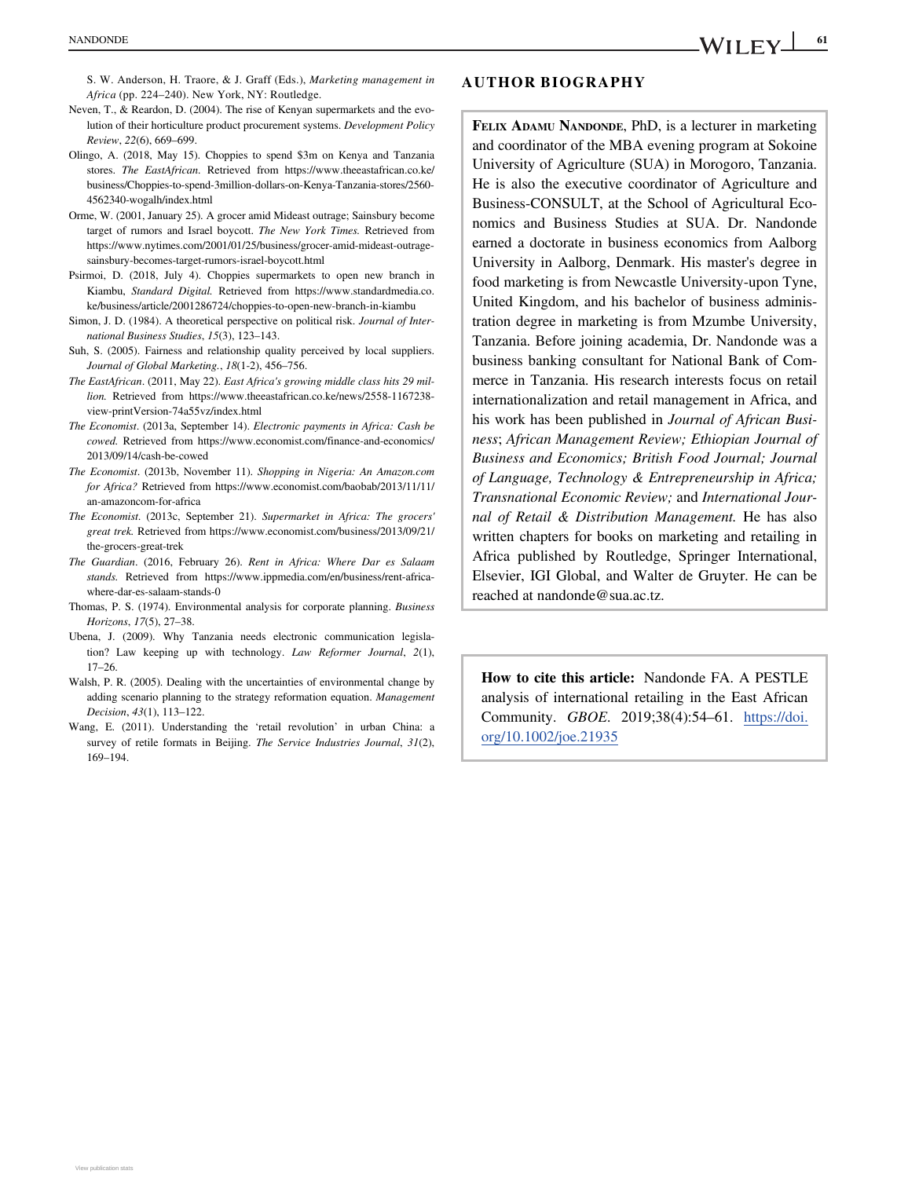S. W. Anderson, H. Traore, & J. Graff (Eds.), *Marketing management in Africa* (pp. 224–240). New York, NY: Routledge.

Neven, T., & Reardon, D. (2004). The rise of Kenyan supermarkets and the evolution of their horticulture product procurement systems. *Development Policy Review*, *22*(6), 669–699.

Olingo, A. (2018, May 15). Choppies to spend $3m on Kenya and Tanzania stores. *The EastAfrican.* Retrieved from https://www.theeastafrican.co.ke/business/Choppies-to-spend-3million-dollars-on-Kenya-Tanzania-stores/2560-4562340-wogalh/index.html

Orme, W. (2001, January 25). A grocer amid Mideast outrage; Sainsbury become target of rumors and Israel boycott. *The New York Times.* Retrieved from https://www.nytimes.com/2001/01/25/business/grocer-amid-mideast-outrage-sainsbury-becomes-target-rumors-israel-boycott.html

Psirmoi, D. (2018, July 4). Choppies supermarkets to open new branch in Kiambu, *Standard Digital.* Retrieved from https://www.standardmedia.co.ke/business/article/2001286724/choppies-to-open-new-branch-in-kiambu

Simon, J. D. (1984). A theoretical perspective on political risk. *Journal of International Business Studies*, *15*(3), 123–143.

Suh, S. (2005). Fairness and relationship quality perceived by local suppliers. *Journal of Global Marketing.*, *18*(1-2), 456–756.

*The EastAfrican*. (2011, May 22). *East Africa's growing middle class hits 29 million.* Retrieved from https://www.theeastafrican.co.ke/news/2558-1167238-view-printVersion-74a55vz/index.html

*The Economist*. (2013a, September 14). *Electronic payments in Africa: Cash be cowed.* Retrieved from https://www.economist.com/finance-and-economics/2013/09/14/cash-be-cowed

*The Economist*. (2013b, November 11). *Shopping in Nigeria: An Amazon.com for Africa?* Retrieved from https://www.economist.com/baobab/2013/11/11/an-amazoncom-for-africa

*The Economist*. (2013c, September 21). *Supermarket in Africa: The grocers' great trek.* Retrieved from https://www.economist.com/business/2013/09/21/the-grocers-great-trek

*The Guardian*. (2016, February 26). *Rent in Africa: Where Dar es Salaam stands.* Retrieved from https://www.ippmedia.com/en/business/rent-africa-where-dar-es-salaam-stands-0

Thomas, P. S. (1974). Environmental analysis for corporate planning. *Business Horizons*, *17*(5), 27–38.

Ubena, J. (2009). Why Tanzania needs electronic communication legislation? Law keeping up with technology. *Law Reformer Journal*, *2*(1), 17–26.

Walsh, P. R. (2005). Dealing with the uncertainties of environmental change by adding scenario planning to the strategy reformation equation. *Management Decision*, *43*(1), 113–122.

Wang, E. (2011). Understanding the 'retail revolution' in urban China: a survey of retile formats in Beijing. *The Service Industries Journal*, *31*(2), 169–194.

## AUTHOR BIOGRAPHY

**Felix Adamu Nandonde**, PhD, is a lecturer in marketing and coordinator of the MBA evening program at Sokoine University of Agriculture (SUA) in Morogoro, Tanzania. He is also the executive coordinator of Agriculture and Business-CONSULT, at the School of Agricultural Economics and Business Studies at SUA. Dr. Nandonde earned a doctorate in business economics from Aalborg University in Aalborg, Denmark. His master's degree in food marketing is from Newcastle University-upon Tyne, United Kingdom, and his bachelor of business administration degree in marketing is from Mzumbe University, Tanzania. Before joining academia, Dr. Nandonde was a business banking consultant for National Bank of Commerce in Tanzania. His research interests focus on retail internationalization and retail management in Africa, and his work has been published in *Journal of African Business*; *African Management Review; Ethiopian Journal of Business and Economics; British Food Journal; Journal of Language, Technology & Entrepreneurship in Africa; Transnational Economic Review;* and *International Journal of Retail & Distribution Management.* He has also written chapters for books on marketing and retailing in Africa published by Routledge, Springer International, Elsevier, IGI Global, and Walter de Gruyter. He can be reached at nandonde@sua.ac.tz.

**How to cite this article:** Nandonde FA. A PESTLE analysis of international retailing in the East African Community. *GBOE*. 2019;38(4):54–61. https://doi.org/10.1002/joe.21935